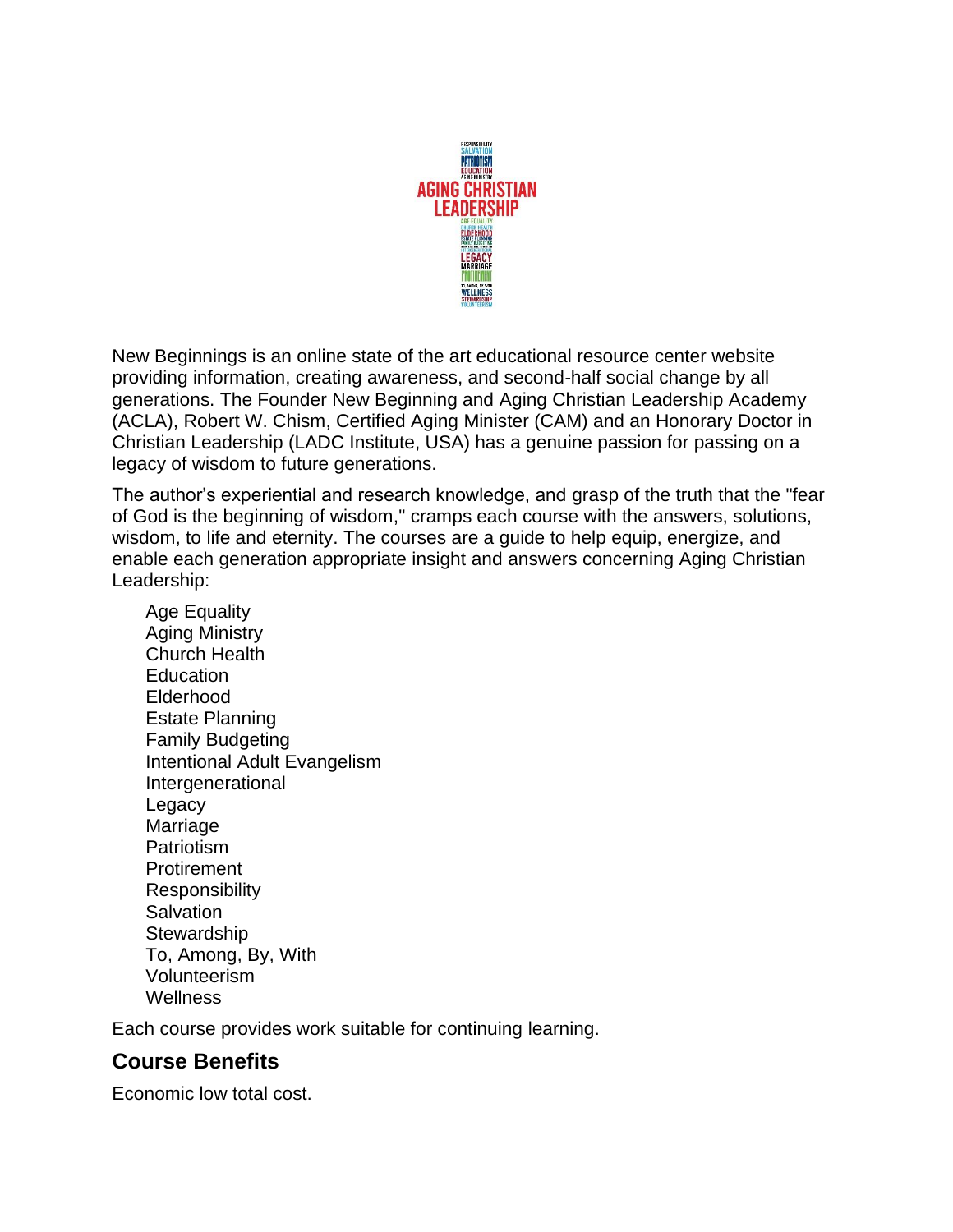New Beginnings is an online state of the art educational resource center website providing information, creating awareness, and second-half social change by all generations. The Founder New Beginning and Aging Christian Leadership Academy (ACLA), Robert W. Chism, Certified Aging Minister (CAM) and an Honorary Doctor in Christian Leadership (LADC Institute, USA) has a genuine passion for passing on a legacy of wisdom to future generations.

The author's experiential and research knowledge, and grasp of the truth that the "fear of God is the beginning of wisdom," cramps each course with the answers, solutions, wisdom, to life and eternity. The courses are a guide to help equip, energize, and enable each generation appropriate insight and answers concerning Aging Christian Leadership:

- Age Equality
- Aging Ministry
- Church Health
- Education
- Elderhood
- Estate Planning
- Family Budgeting
- Intentional Adult Evangelism
- Intergenerational
- Legacy
- Marriage
- Patriotism
- Protirement
- Responsibility
- Salvation
- Stewardship
- To, Among, By, With
- Volunteerism
- Wellness

Each course provides work suitable for continuing learning.

## Course Benefits

Economic low total cost.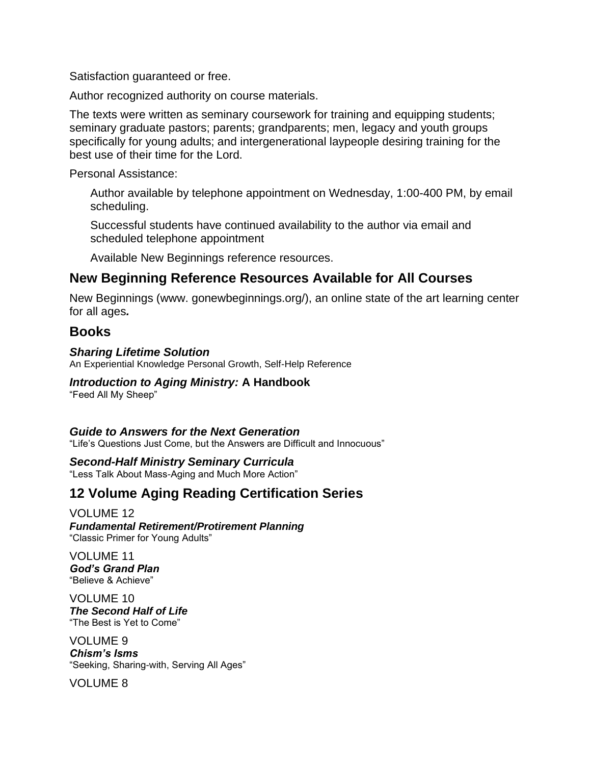Satisfaction guaranteed or free.

Author recognized authority on course materials.

The texts were written as seminary coursework for training and equipping students; seminary graduate pastors; parents; grandparents; men, legacy and youth groups specifically for young adults; and intergenerational laypeople desiring training for the best use of their time for the Lord.

Personal Assistance:

> Author available by telephone appointment on Wednesday, 1:00-400 PM, by email scheduling.
>
> Successful students have continued availability to the author via email and scheduled telephone appointment
>
> Available New Beginnings reference resources.

## New Beginning Reference Resources Available for All Courses

New Beginnings (www. gonewbeginnings.org/), an online state of the art learning center for all ages***.***

## Books

***Sharing Lifetime Solution***
An Experiential Knowledge Personal Growth, Self-Help Reference

***Introduction to Aging Ministry:* A Handbook**
"Feed All My Sheep"

***Guide to Answers for the Next Generation***
"Life's Questions Just Come, but the Answers are Difficult and Innocuous"

***Second-Half Ministry Seminary Curricula***
"Less Talk About Mass-Aging and Much More Action"

## 12 Volume Aging Reading Certification Series

VOLUME 12
***Fundamental Retirement/Protirement Planning***
"Classic Primer for Young Adults"

VOLUME 11
***God's Grand Plan***
"Believe & Achieve"

VOLUME 10
***The Second Half of Life***
"The Best is Yet to Come"

VOLUME 9
***Chism's Isms***
"Seeking, Sharing-with, Serving All Ages"

VOLUME 8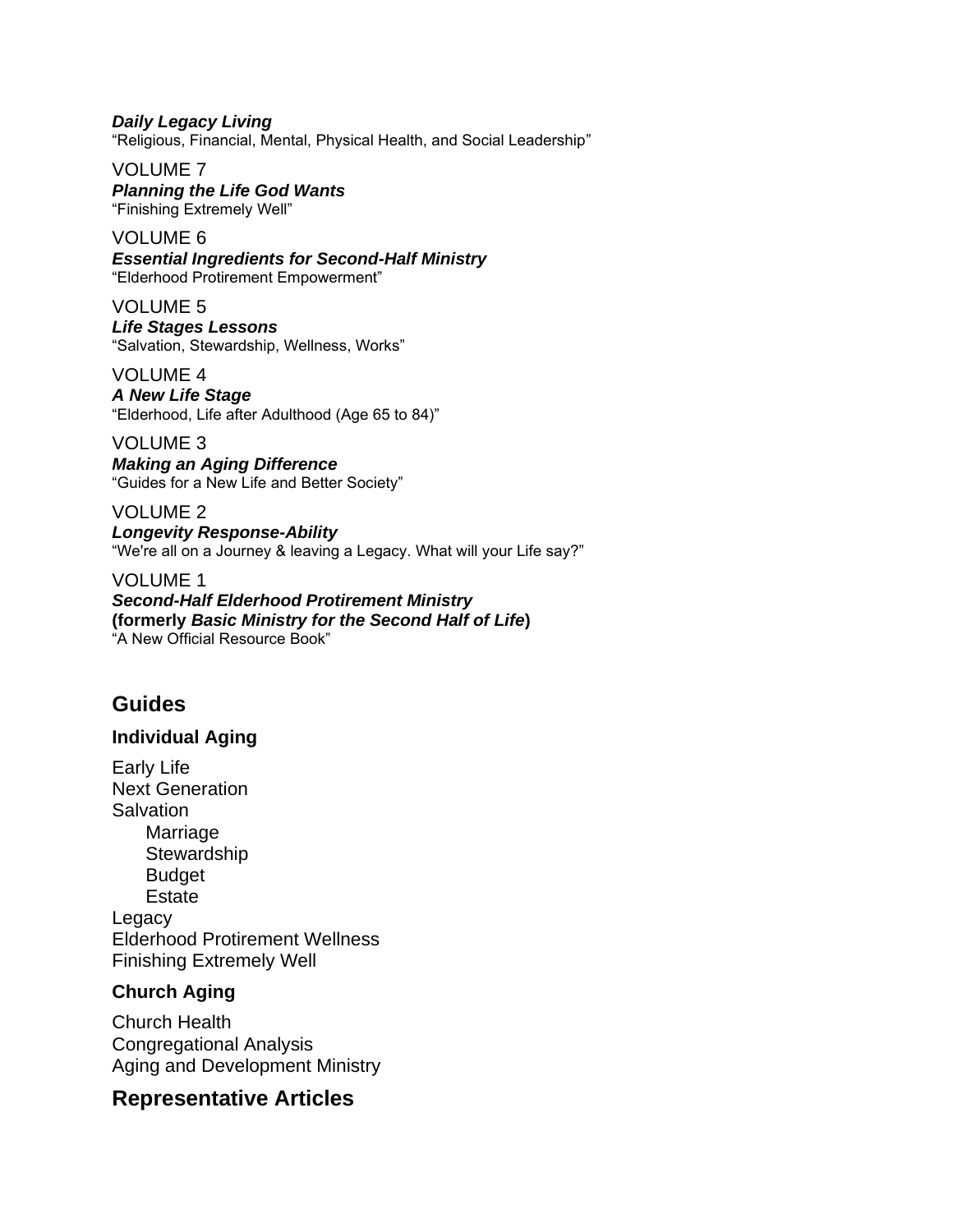***Daily Legacy Living***
"Religious, Financial, Mental, Physical Health, and Social Leadership"

VOLUME 7
***Planning the Life God Wants***
"Finishing Extremely Well"

VOLUME 6
***Essential Ingredients for Second-Half Ministry***
"Elderhood Protirement Empowerment"

VOLUME 5
***Life Stages Lessons***
"Salvation, Stewardship, Wellness, Works"

VOLUME 4
***A New Life Stage***
"Elderhood, Life after Adulthood (Age 65 to 84)"

VOLUME 3
***Making an Aging Difference***
"Guides for a New Life and Better Society"

VOLUME 2
***Longevity Response-Ability***
"We're all on a Journey & leaving a Legacy. What will your Life say?"

VOLUME 1
***Second-Half Elderhood Protirement Ministry***
**(formerly *Basic Ministry for the Second Half of Life*)**
"A New Official Resource Book"

## Guides

### Individual Aging

- Early Life
- Next Generation
- Salvation
  - Marriage
  - Stewardship
  - Budget
  - Estate
- Legacy
- Elderhood Protirement Wellness
- Finishing Extremely Well

### Church Aging

- Church Health
- Congregational Analysis
- Aging and Development Ministry

## Representative Articles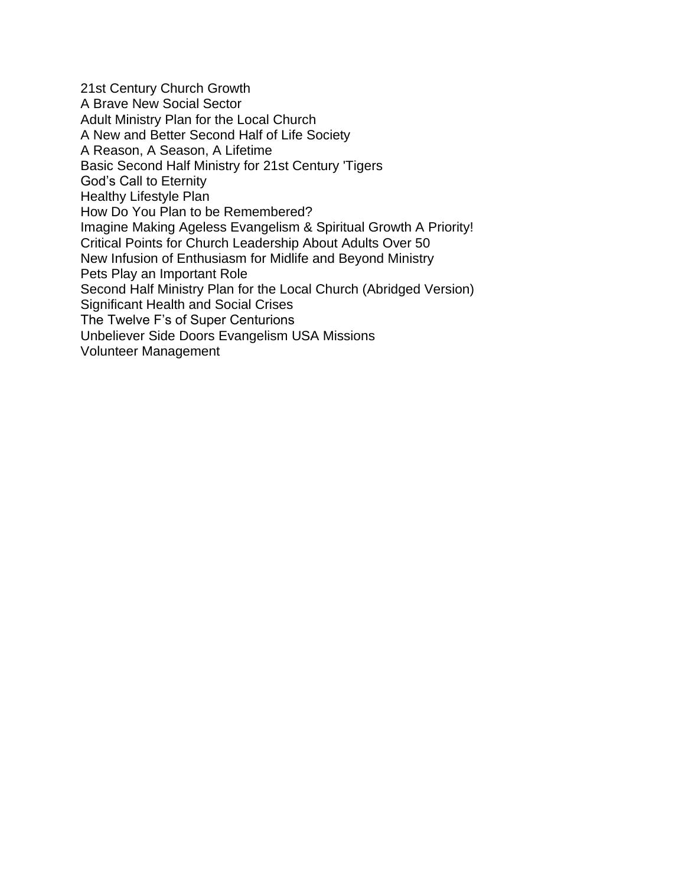21st Century Church Growth
A Brave New Social Sector
Adult Ministry Plan for the Local Church
A New and Better Second Half of Life Society
A Reason, A Season, A Lifetime
Basic Second Half Ministry for 21st Century 'Tigers
God's Call to Eternity
Healthy Lifestyle Plan
How Do You Plan to be Remembered?
Imagine Making Ageless Evangelism & Spiritual Growth A Priority!
Critical Points for Church Leadership About Adults Over 50
New Infusion of Enthusiasm for Midlife and Beyond Ministry
Pets Play an Important Role
Second Half Ministry Plan for the Local Church (Abridged Version)
Significant Health and Social Crises
The Twelve F's of Super Centurions
Unbeliever Side Doors Evangelism USA Missions
Volunteer Management